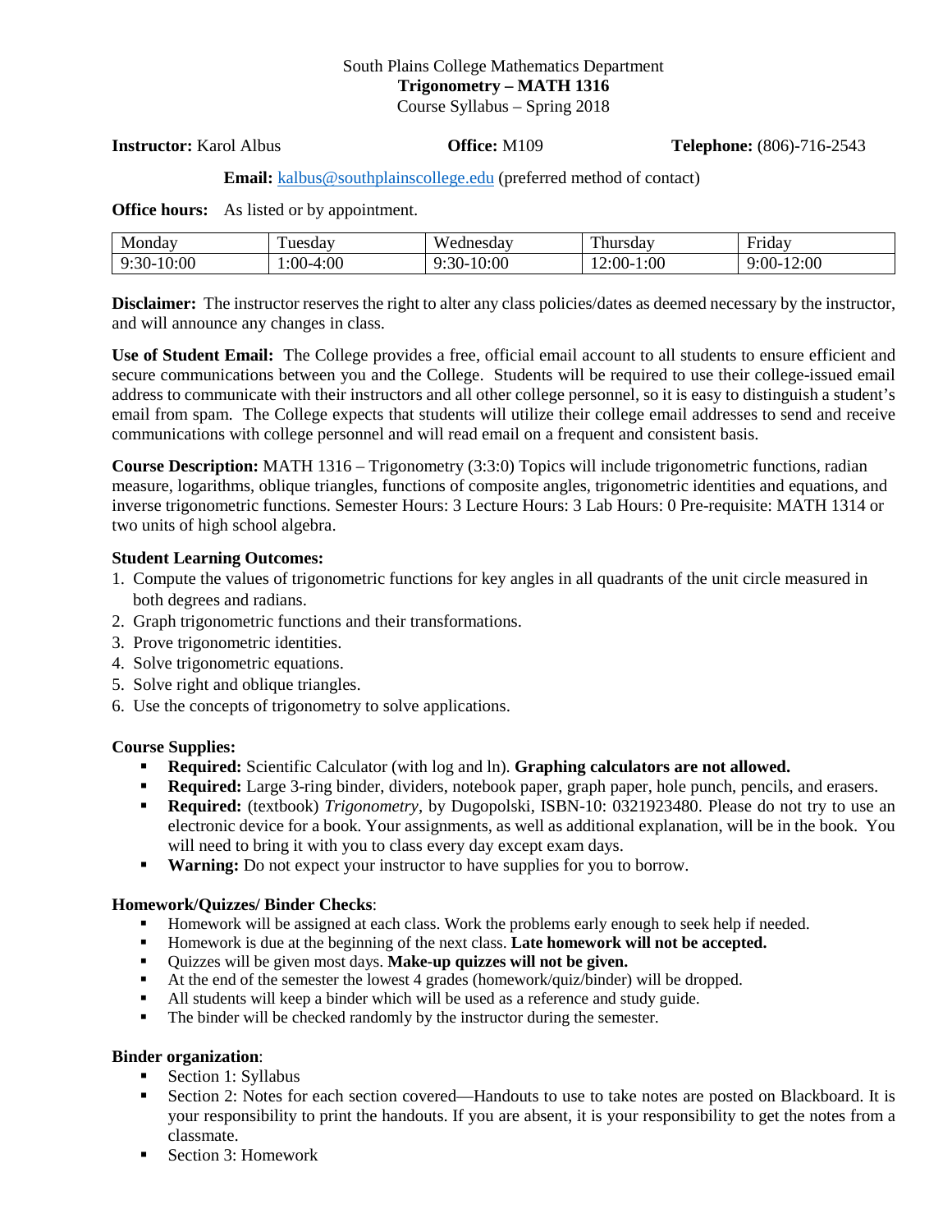South Plains College Mathematics Department

**Trigonometry – MATH 1316**

Course Syllabus – Spring 2018

**Instructor:** Karol Albus **Office:** M109 **Telephone:** (806)-716-2543

**Email:** kalbus@southplainscollege.edu (preferred method of contact)

**Office hours:** As listed or by appointment.

| Monday | Tuesday | Wednesday | Thursday | Friday |
|---|---|---|---|---|
| 9:30-10:00 | 1:00-4:00 | 9:30-10:00 | 12:00-1:00 | 9:00-12:00 |

**Disclaimer:** The instructor reserves the right to alter any class policies/dates as deemed necessary by the instructor, and will announce any changes in class.

**Use of Student Email:** The College provides a free, official email account to all students to ensure efficient and secure communications between you and the College. Students will be required to use their college-issued email address to communicate with their instructors and all other college personnel, so it is easy to distinguish a student's email from spam. The College expects that students will utilize their college email addresses to send and receive communications with college personnel and will read email on a frequent and consistent basis.

**Course Description:** MATH 1316 – Trigonometry (3:3:0) Topics will include trigonometric functions, radian measure, logarithms, oblique triangles, functions of composite angles, trigonometric identities and equations, and inverse trigonometric functions. Semester Hours: 3 Lecture Hours: 3 Lab Hours: 0 Pre-requisite: MATH 1314 or two units of high school algebra.

**Student Learning Outcomes:**

1. Compute the values of trigonometric functions for key angles in all quadrants of the unit circle measured in both degrees and radians.
2. Graph trigonometric functions and their transformations.
3. Prove trigonometric identities.
4. Solve trigonometric equations.
5. Solve right and oblique triangles.
6. Use the concepts of trigonometry to solve applications.

**Course Supplies:**

- **Required:** Scientific Calculator (with log and ln). **Graphing calculators are not allowed.**
- **Required:** Large 3-ring binder, dividers, notebook paper, graph paper, hole punch, pencils, and erasers.
- **Required:** (textbook) *Trigonometry*, by Dugopolski, ISBN-10: 0321923480. Please do not try to use an electronic device for a book. Your assignments, as well as additional explanation, will be in the book. You will need to bring it with you to class every day except exam days.
- **Warning:** Do not expect your instructor to have supplies for you to borrow.

**Homework/Quizzes/ Binder Checks**:

- Homework will be assigned at each class. Work the problems early enough to seek help if needed.
- Homework is due at the beginning of the next class. **Late homework will not be accepted.**
- Quizzes will be given most days. **Make-up quizzes will not be given.**
- At the end of the semester the lowest 4 grades (homework/quiz/binder) will be dropped.
- All students will keep a binder which will be used as a reference and study guide.
- The binder will be checked randomly by the instructor during the semester.

**Binder organization**:

- Section 1: Syllabus
- Section 2: Notes for each section covered—Handouts to use to take notes are posted on Blackboard. It is your responsibility to print the handouts. If you are absent, it is your responsibility to get the notes from a classmate.
- Section 3: Homework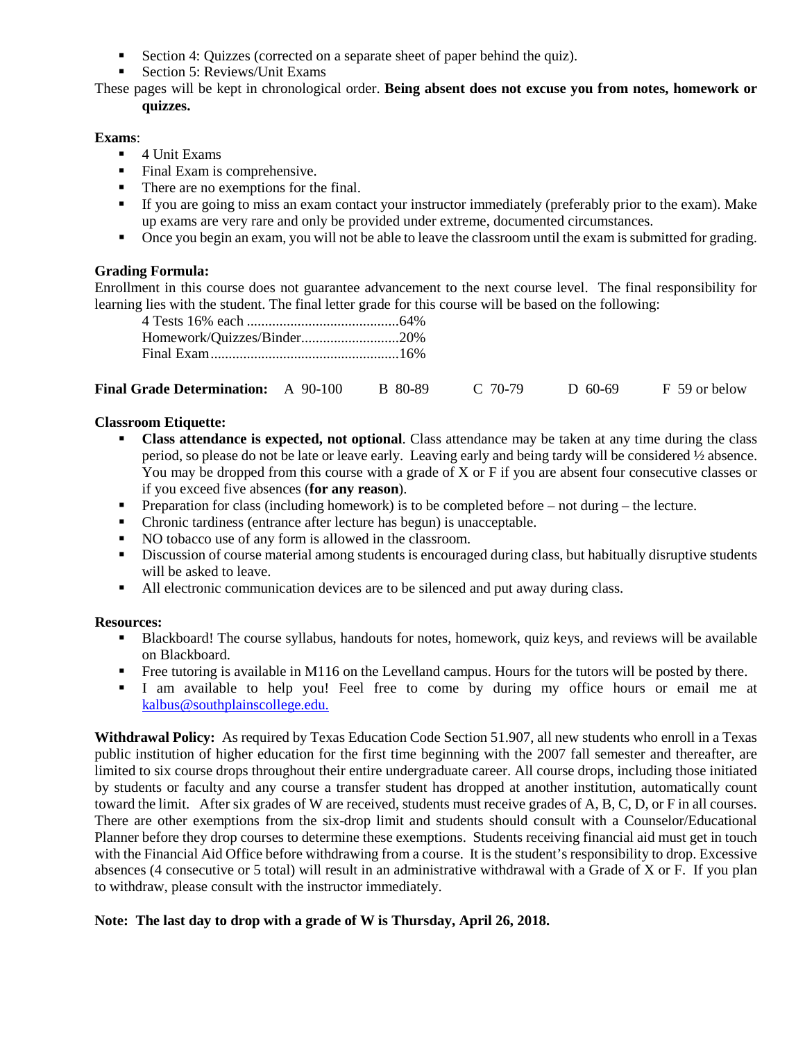- Section 4: Quizzes (corrected on a separate sheet of paper behind the quiz).
- Section 5: Reviews/Unit Exams

These pages will be kept in chronological order. **Being absent does not excuse you from notes, homework or quizzes.**

**Exams**:

- 4 Unit Exams
- Final Exam is comprehensive.
- There are no exemptions for the final.
- If you are going to miss an exam contact your instructor immediately (preferably prior to the exam). Make up exams are very rare and only be provided under extreme, documented circumstances.
- Once you begin an exam, you will not be able to leave the classroom until the exam is submitted for grading.

**Grading Formula:**

Enrollment in this course does not guarantee advancement to the next course level. The final responsibility for learning lies with the student. The final letter grade for this course will be based on the following:

4 Tests 16% each ..........................................64%
Homework/Quizzes/Binder...........................20%
Final Exam....................................................16%

**Final Grade Determination:** A 90-100 B 80-89 C 70-79 D 60-69 F 59 or below

**Classroom Etiquette:**

- **Class attendance is expected, not optional**. Class attendance may be taken at any time during the class period, so please do not be late or leave early. Leaving early and being tardy will be considered ½ absence. You may be dropped from this course with a grade of X or F if you are absent four consecutive classes or if you exceed five absences (**for any reason**).
- Preparation for class (including homework) is to be completed before – not during – the lecture.
- Chronic tardiness (entrance after lecture has begun) is unacceptable.
- NO tobacco use of any form is allowed in the classroom.
- Discussion of course material among students is encouraged during class, but habitually disruptive students will be asked to leave.
- All electronic communication devices are to be silenced and put away during class.

**Resources:**

- Blackboard! The course syllabus, handouts for notes, homework, quiz keys, and reviews will be available on Blackboard.
- Free tutoring is available in M116 on the Levelland campus. Hours for the tutors will be posted by there.
- I am available to help you! Feel free to come by during my office hours or email me at kalbus@southplainscollege.edu.

**Withdrawal Policy:** As required by Texas Education Code Section 51.907, all new students who enroll in a Texas public institution of higher education for the first time beginning with the 2007 fall semester and thereafter, are limited to six course drops throughout their entire undergraduate career. All course drops, including those initiated by students or faculty and any course a transfer student has dropped at another institution, automatically count toward the limit. After six grades of W are received, students must receive grades of A, B, C, D, or F in all courses. There are other exemptions from the six-drop limit and students should consult with a Counselor/Educational Planner before they drop courses to determine these exemptions. Students receiving financial aid must get in touch with the Financial Aid Office before withdrawing from a course. It is the student's responsibility to drop. Excessive absences (4 consecutive or 5 total) will result in an administrative withdrawal with a Grade of X or F. If you plan to withdraw, please consult with the instructor immediately.

**Note: The last day to drop with a grade of W is Thursday, April 26, 2018.**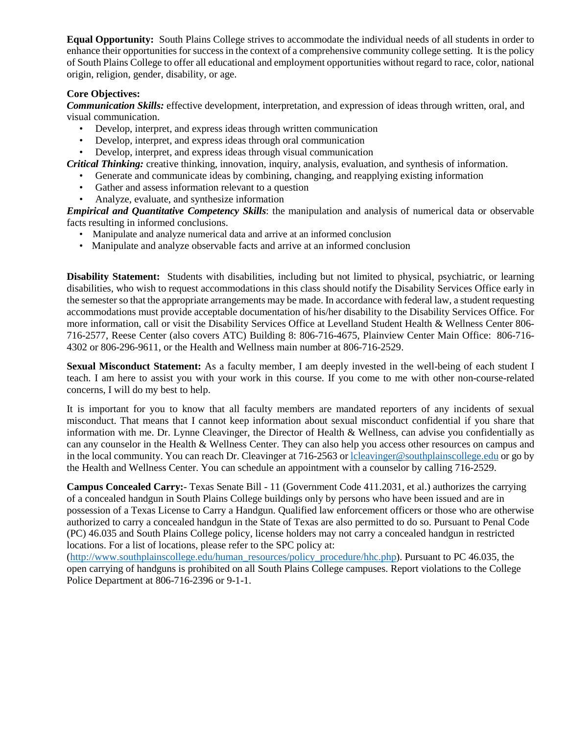**Equal Opportunity:** South Plains College strives to accommodate the individual needs of all students in order to enhance their opportunities for success in the context of a comprehensive community college setting. It is the policy of South Plains College to offer all educational and employment opportunities without regard to race, color, national origin, religion, gender, disability, or age.

**Core Objectives:**

***Communication Skills:*** effective development, interpretation, and expression of ideas through written, oral, and visual communication.

- Develop, interpret, and express ideas through written communication
- Develop, interpret, and express ideas through oral communication
- Develop, interpret, and express ideas through visual communication

***Critical Thinking:*** creative thinking, innovation, inquiry, analysis, evaluation, and synthesis of information.

- Generate and communicate ideas by combining, changing, and reapplying existing information
- Gather and assess information relevant to a question
- Analyze, evaluate, and synthesize information

***Empirical and Quantitative Competency Skills***: the manipulation and analysis of numerical data or observable facts resulting in informed conclusions.

- Manipulate and analyze numerical data and arrive at an informed conclusion
- Manipulate and analyze observable facts and arrive at an informed conclusion

**Disability Statement:** Students with disabilities, including but not limited to physical, psychiatric, or learning disabilities, who wish to request accommodations in this class should notify the Disability Services Office early in the semester so that the appropriate arrangements may be made. In accordance with federal law, a student requesting accommodations must provide acceptable documentation of his/her disability to the Disability Services Office. For more information, call or visit the Disability Services Office at Levelland Student Health & Wellness Center 806-716-2577, Reese Center (also covers ATC) Building 8: 806-716-4675, Plainview Center Main Office: 806-716-4302 or 806-296-9611, or the Health and Wellness main number at 806-716-2529.

**Sexual Misconduct Statement:** As a faculty member, I am deeply invested in the well-being of each student I teach. I am here to assist you with your work in this course. If you come to me with other non-course-related concerns, I will do my best to help.

It is important for you to know that all faculty members are mandated reporters of any incidents of sexual misconduct. That means that I cannot keep information about sexual misconduct confidential if you share that information with me. Dr. Lynne Cleavinger, the Director of Health & Wellness, can advise you confidentially as can any counselor in the Health & Wellness Center. They can also help you access other resources on campus and in the local community. You can reach Dr. Cleavinger at 716-2563 or lcleavinger@southplainscollege.edu or go by the Health and Wellness Center. You can schedule an appointment with a counselor by calling 716-2529.

**Campus Concealed Carry:**- Texas Senate Bill - 11 (Government Code 411.2031, et al.) authorizes the carrying of a concealed handgun in South Plains College buildings only by persons who have been issued and are in possession of a Texas License to Carry a Handgun. Qualified law enforcement officers or those who are otherwise authorized to carry a concealed handgun in the State of Texas are also permitted to do so. Pursuant to Penal Code (PC) 46.035 and South Plains College policy, license holders may not carry a concealed handgun in restricted locations. For a list of locations, please refer to the SPC policy at: (http://www.southplainscollege.edu/human_resources/policy_procedure/hhc.php). Pursuant to PC 46.035, the open carrying of handguns is prohibited on all South Plains College campuses. Report violations to the College Police Department at 806-716-2396 or 9-1-1.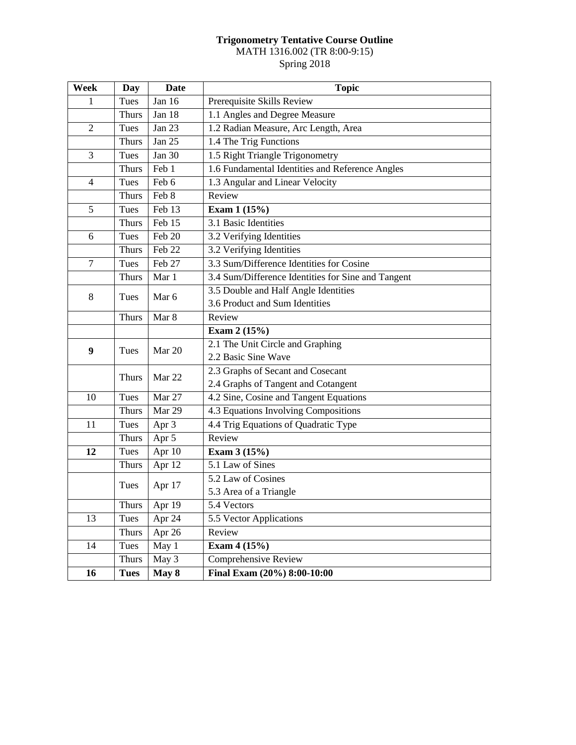**Trigonometry Tentative Course Outline**

MATH 1316.002 (TR 8:00-9:15)

Spring 2018

| Week | Day | Date | Topic |
|---|---|---|---|
| 1 | Tues | Jan 16 | Prerequisite Skills Review |
| | Thurs | Jan 18 | 1.1 Angles and Degree Measure |
| 2 | Tues | Jan 23 | 1.2 Radian Measure, Arc Length, Area |
| | Thurs | Jan 25 | 1.4 The Trig Functions |
| 3 | Tues | Jan 30 | 1.5 Right Triangle Trigonometry |
| | Thurs | Feb 1 | 1.6 Fundamental Identities and Reference Angles |
| 4 | Tues | Feb 6 | 1.3 Angular and Linear Velocity |
| | Thurs | Feb 8 | Review |
| 5 | Tues | Feb 13 | **Exam 1 (15%)** |
| | Thurs | Feb 15 | 3.1 Basic Identities |
| 6 | Tues | Feb 20 | 3.2 Verifying Identities |
| | Thurs | Feb 22 | 3.2 Verifying Identities |
| 7 | Tues | Feb 27 | 3.3 Sum/Difference Identities for Cosine |
| | Thurs | Mar 1 | 3.4 Sum/Difference Identities for Sine and Tangent |
| 8 | Tues | Mar 6 | 3.5 Double and Half Angle Identities<br>3.6 Product and Sum Identities |
| | Thurs | Mar 8 | Review |
| | | | **Exam 2 (15%)** |
| **9** | Tues | Mar 20 | 2.1 The Unit Circle and Graphing<br>2.2 Basic Sine Wave |
| | Thurs | Mar 22 | 2.3 Graphs of Secant and Cosecant<br>2.4 Graphs of Tangent and Cotangent |
| 10 | Tues | Mar 27 | 4.2 Sine, Cosine and Tangent Equations |
| | Thurs | Mar 29 | 4.3 Equations Involving Compositions |
| 11 | Tues | Apr 3 | 4.4 Trig Equations of Quadratic Type |
| | Thurs | Apr 5 | Review |
| **12** | Tues | Apr 10 | **Exam 3 (15%)** |
| | Thurs | Apr 12 | 5.1 Law of Sines |
| | Tues | Apr 17 | 5.2 Law of Cosines<br>5.3 Area of a Triangle |
| | Thurs | Apr 19 | 5.4 Vectors |
| 13 | Tues | Apr 24 | 5.5 Vector Applications |
| | Thurs | Apr 26 | Review |
| 14 | Tues | May 1 | **Exam 4 (15%)** |
| | Thurs | May 3 | Comprehensive Review |
| **16** | **Tues** | **May 8** | **Final Exam (20%) 8:00-10:00** |